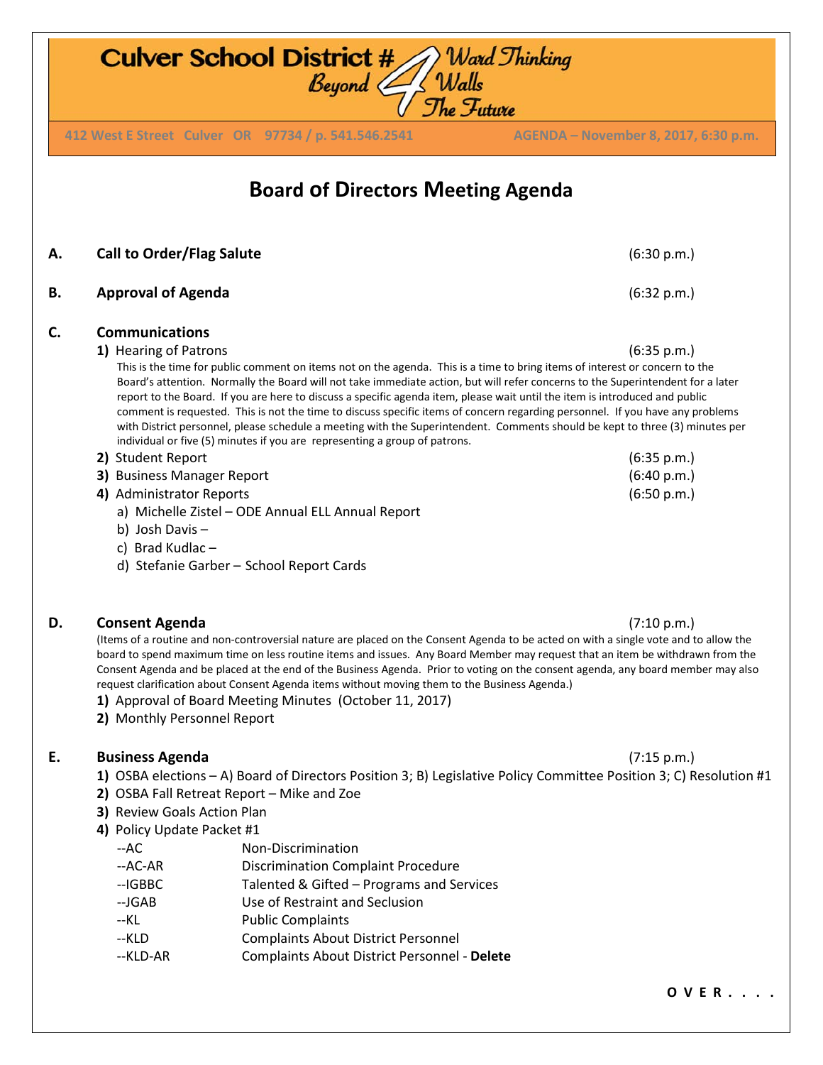# Culver School District #4 Ward Thinking Beyond Walls The Future

412 West E Street Culver OR 97734 / p. 541.546.2541 AGENDA – November 8, 2017, 6:30 p.m.

## Board of Directors Meeting Agenda

**A. Call to Order/Flag Salute** (6:30 p.m.)

**B. Approval of Agenda** (6:32 p.m.)

**C. Communications**

**1)** Hearing of Patrons (6:35 p.m.)

This is the time for public comment on items not on the agenda. This is a time to bring items of interest or concern to the Board's attention. Normally the Board will not take immediate action, but will refer concerns to the Superintendent for a later report to the Board. If you are here to discuss a specific agenda item, please wait until the item is introduced and public comment is requested. This is not the time to discuss specific items of concern regarding personnel. If you have any problems with District personnel, please schedule a meeting with the Superintendent. Comments should be kept to three (3) minutes per individual or five (5) minutes if you are representing a group of patrons.

**2)** Student Report (6:35 p.m.)

**3)** Business Manager Report (6:40 p.m.)

**4)** Administrator Reports (6:50 p.m.)

a) Michelle Zistel – ODE Annual ELL Annual Report

b) Josh Davis –

c) Brad Kudlac –

d) Stefanie Garber – School Report Cards

**D. Consent Agenda** (7:10 p.m.)

(Items of a routine and non-controversial nature are placed on the Consent Agenda to be acted on with a single vote and to allow the board to spend maximum time on less routine items and issues. Any Board Member may request that an item be withdrawn from the Consent Agenda and be placed at the end of the Business Agenda. Prior to voting on the consent agenda, any board member may also request clarification about Consent Agenda items without moving them to the Business Agenda.)

**1)** Approval of Board Meeting Minutes (October 11, 2017)

**2)** Monthly Personnel Report

**E. Business Agenda** (7:15 p.m.)

**1)** OSBA elections – A) Board of Directors Position 3; B) Legislative Policy Committee Position 3; C) Resolution #1

**2)** OSBA Fall Retreat Report – Mike and Zoe

**3)** Review Goals Action Plan

**4)** Policy Update Packet #1

| | |
|---|---|
| --AC | Non-Discrimination |
| --AC-AR | Discrimination Complaint Procedure |
| --IGBBC | Talented & Gifted – Programs and Services |
| --JGAB | Use of Restraint and Seclusion |
| --KL | Public Complaints |
| --KLD | Complaints About District Personnel |
| --KLD-AR | Complaints About District Personnel - **Delete** |

**O V E R . . . .**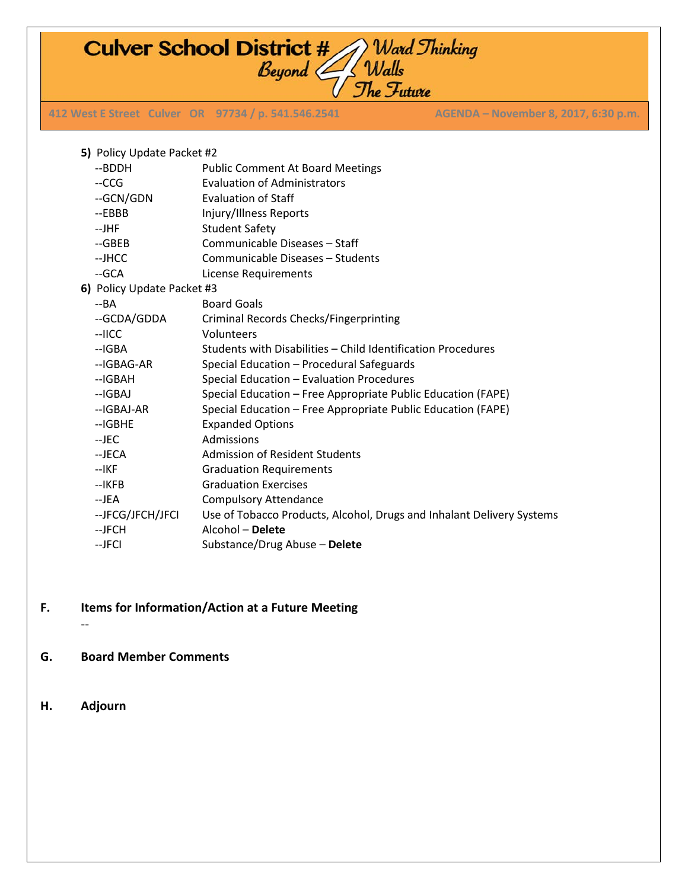**5)** Policy Update Packet #2

| | |
|---|---|
| --BDDH | Public Comment At Board Meetings |
| --CCG | Evaluation of Administrators |
| --GCN/GDN | Evaluation of Staff |
| --EBBB | Injury/Illness Reports |
| --JHF | Student Safety |
| --GBEB | Communicable Diseases – Staff |
| --JHCC | Communicable Diseases – Students |
| --GCA | License Requirements |

**6)** Policy Update Packet #3

| | |
|---|---|
| --BA | Board Goals |
| --GCDA/GDDA | Criminal Records Checks/Fingerprinting |
| --IICC | Volunteers |
| --IGBA | Students with Disabilities – Child Identification Procedures |
| --IGBAG-AR | Special Education – Procedural Safeguards |
| --IGBAH | Special Education – Evaluation Procedures |
| --IGBAJ | Special Education – Free Appropriate Public Education (FAPE) |
| --IGBAJ-AR | Special Education – Free Appropriate Public Education (FAPE) |
| --IGBHE | Expanded Options |
| --JEC | Admissions |
| --JECA | Admission of Resident Students |
| --IKF | Graduation Requirements |
| --IKFB | Graduation Exercises |
| --JEA | Compulsory Attendance |
| --JFCG/JFCH/JFCI | Use of Tobacco Products, Alcohol, Drugs and Inhalant Delivery Systems |
| --JFCH | Alcohol – **Delete** |
| --JFCI | Substance/Drug Abuse – **Delete** |

## F. Items for Information/Action at a Future Meeting

--

## G. Board Member Comments

## H. Adjourn